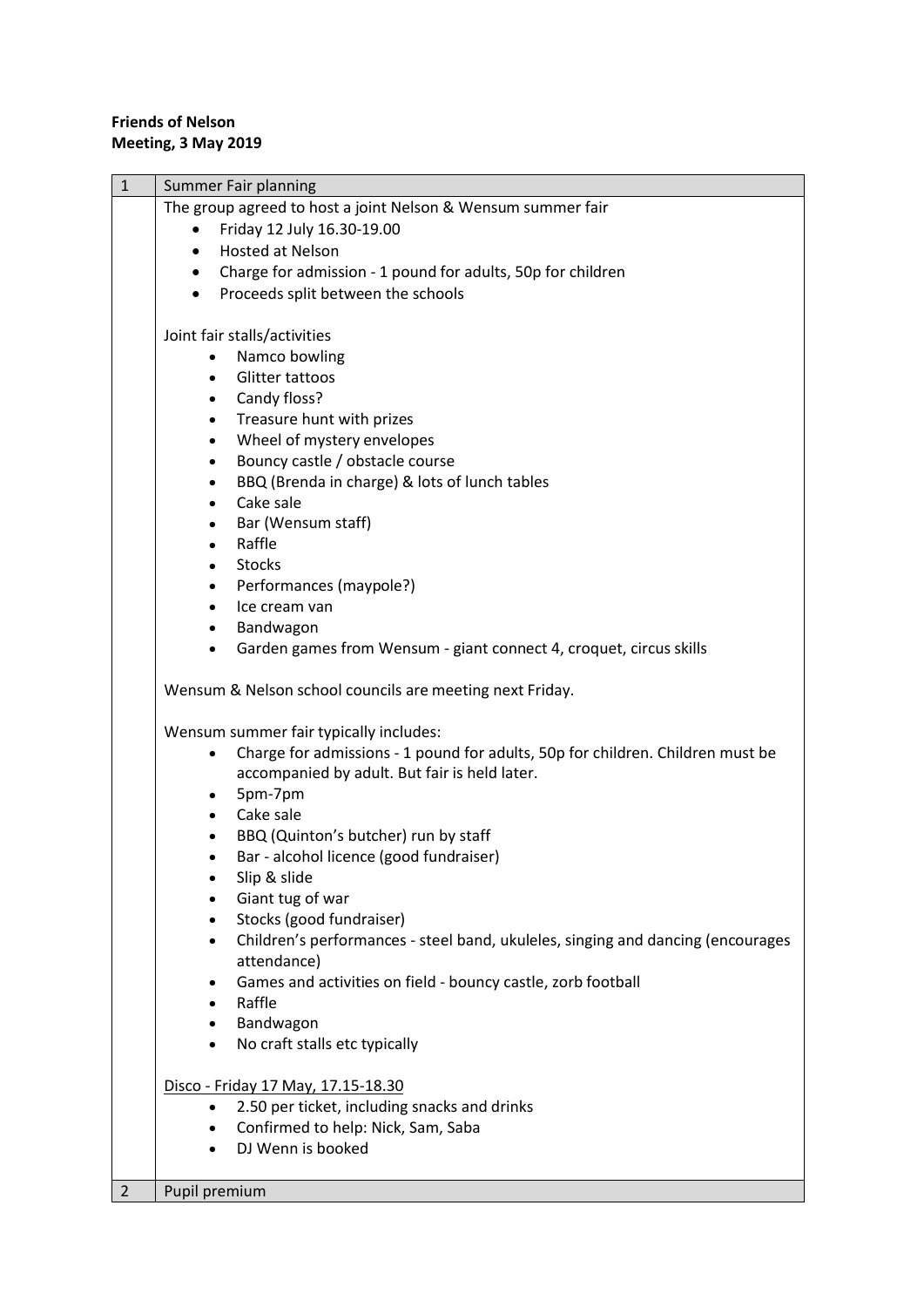**Friends of Nelson**
**Meeting, 3 May 2019**

| 1 | Summer Fair planning |
|---|---|
| | The group agreed to host a joint Nelson & Wensum summer fair<br>• Friday 12 July 16.30-19.00<br>• Hosted at Nelson<br>• Charge for admission - 1 pound for adults, 50p for children<br>• Proceeds split between the schools<br><br>Joint fair stalls/activities<br>• Namco bowling<br>• Glitter tattoos<br>• Candy floss?<br>• Treasure hunt with prizes<br>• Wheel of mystery envelopes<br>• Bouncy castle / obstacle course<br>• BBQ (Brenda in charge) & lots of lunch tables<br>• Cake sale<br>• Bar (Wensum staff)<br>• Raffle<br>• Stocks<br>• Performances (maypole?)<br>• Ice cream van<br>• Bandwagon<br>• Garden games from Wensum - giant connect 4, croquet, circus skills<br><br>Wensum & Nelson school councils are meeting next Friday.<br><br>Wensum summer fair typically includes:<br>• Charge for admissions - 1 pound for adults, 50p for children. Children must be accompanied by adult. But fair is held later.<br>• 5pm-7pm<br>• Cake sale<br>• BBQ (Quinton's butcher) run by staff<br>• Bar - alcohol licence (good fundraiser)<br>• Slip & slide<br>• Giant tug of war<br>• Stocks (good fundraiser)<br>• Children's performances - steel band, ukuleles, singing and dancing (encourages attendance)<br>• Games and activities on field - bouncy castle, zorb football<br>• Raffle<br>• Bandwagon<br>• No craft stalls etc typically<br><br><u>Disco - Friday 17 May, 17.15-18.30</u><br>• 2.50 per ticket, including snacks and drinks<br>• Confirmed to help: Nick, Sam, Saba<br>• DJ Wenn is booked |
| 2 | Pupil premium |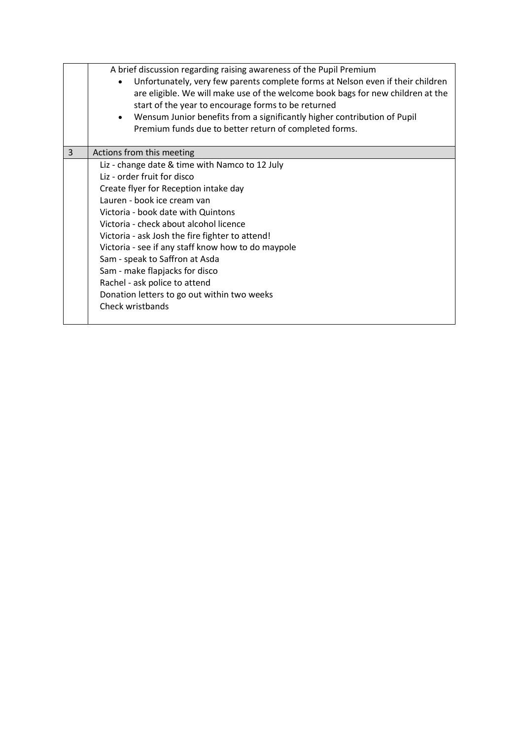| | |
|---|---|
| | A brief discussion regarding raising awareness of the Pupil Premium<br>• Unfortunately, very few parents complete forms at Nelson even if their children are eligible. We will make use of the welcome book bags for new children at the start of the year to encourage forms to be returned<br>• Wensum Junior benefits from a significantly higher contribution of Pupil Premium funds due to better return of completed forms. |
| 3 | Actions from this meeting |
| | Liz - change date & time with Namco to 12 July<br>Liz - order fruit for disco<br>Create flyer for Reception intake day<br>Lauren - book ice cream van<br>Victoria - book date with Quintons<br>Victoria - check about alcohol licence<br>Victoria - ask Josh the fire fighter to attend!<br>Victoria - see if any staff know how to do maypole<br>Sam - speak to Saffron at Asda<br>Sam - make flapjacks for disco<br>Rachel - ask police to attend<br>Donation letters to go out within two weeks<br>Check wristbands |